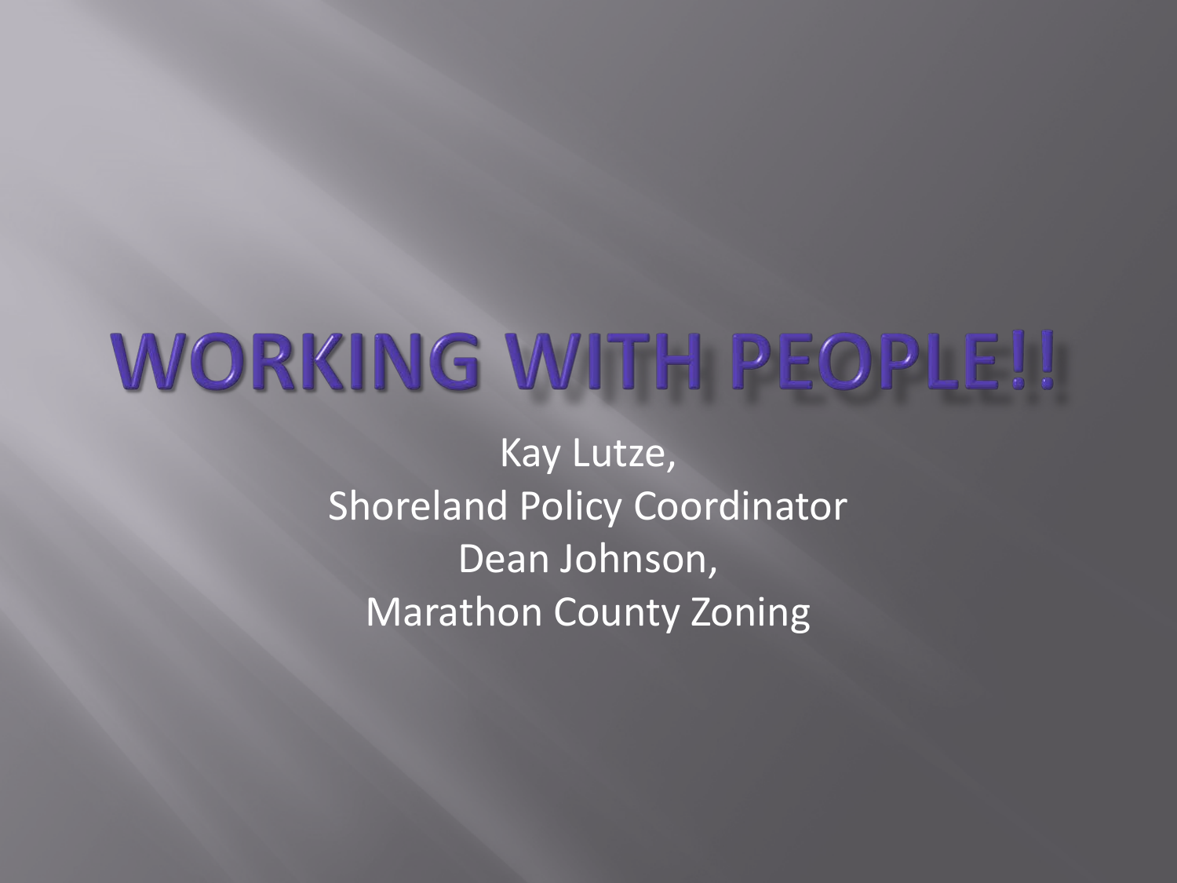# WORKING WITH PEOPLE!!

Kay Lutze,
Shoreland Policy Coordinator
Dean Johnson,
Marathon County Zoning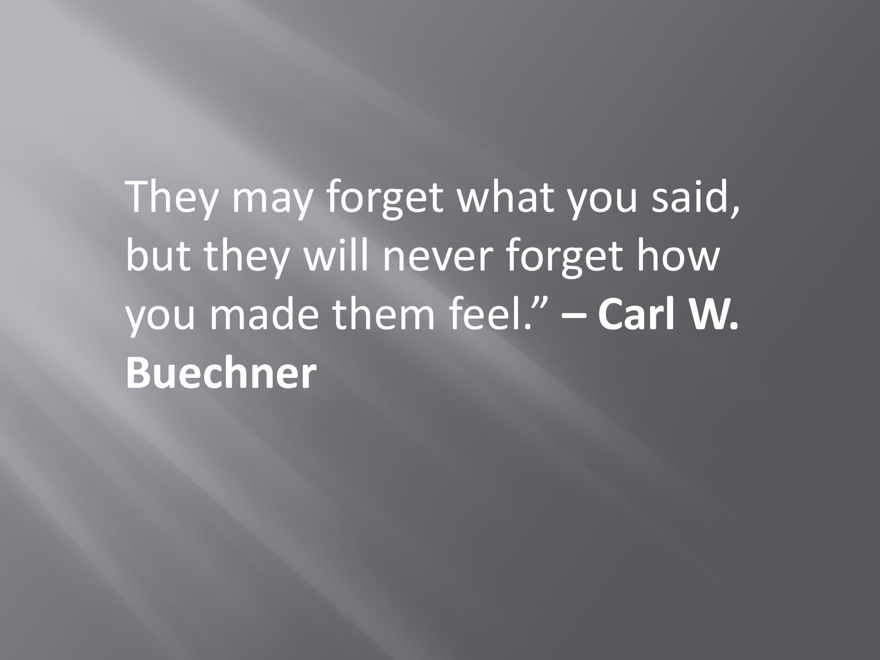They may forget what you said, but they will never forget how you made them feel.” **– Carl W. Buechner**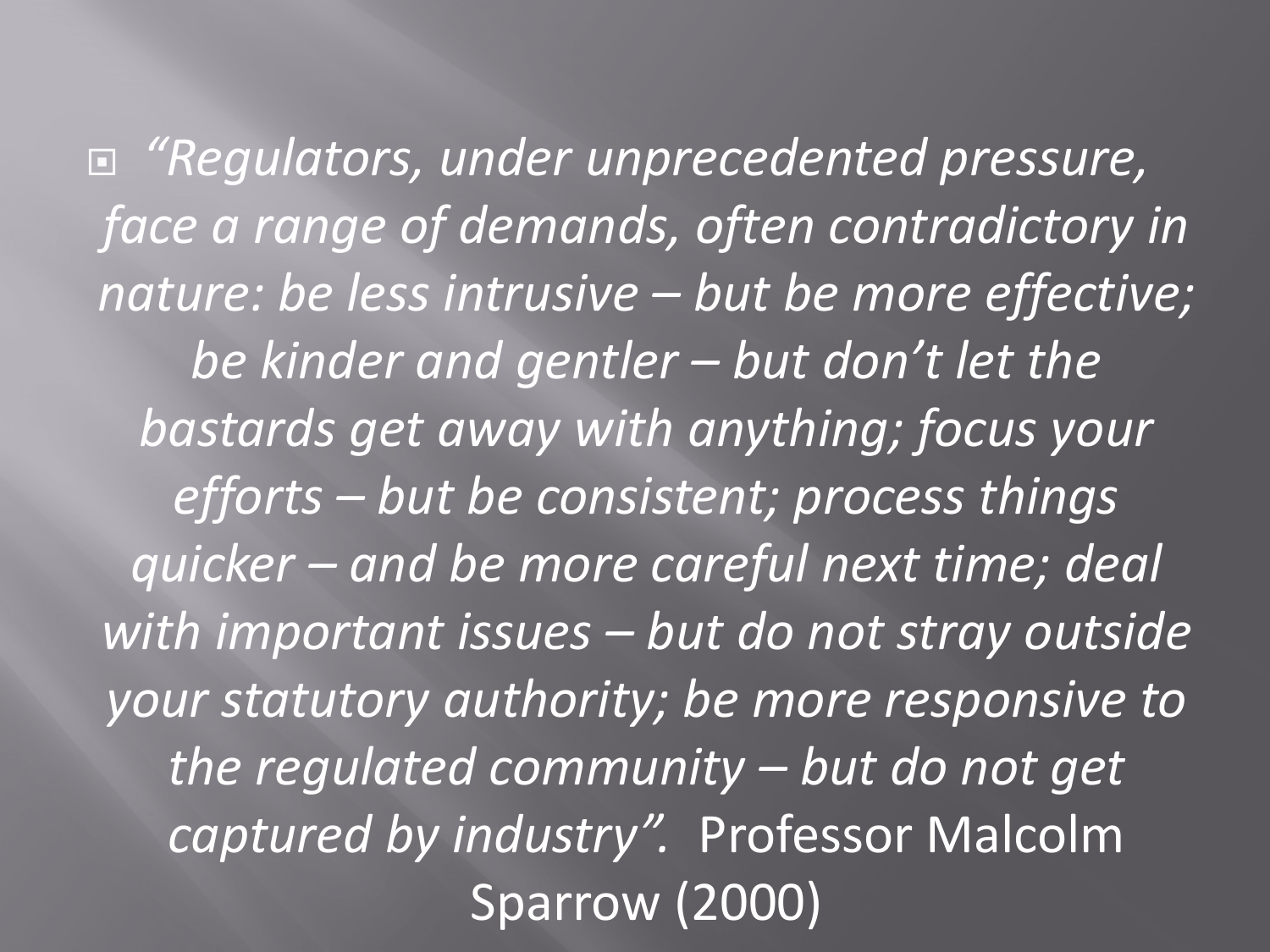- *"Regulators, under unprecedented pressure, face a range of demands, often contradictory in nature: be less intrusive – but be more effective; be kinder and gentler – but don't let the bastards get away with anything; focus your efforts – but be consistent; process things quicker – and be more careful next time; deal with important issues – but do not stray outside your statutory authority; be more responsive to the regulated community – but do not get captured by industry".* Professor Malcolm Sparrow (2000)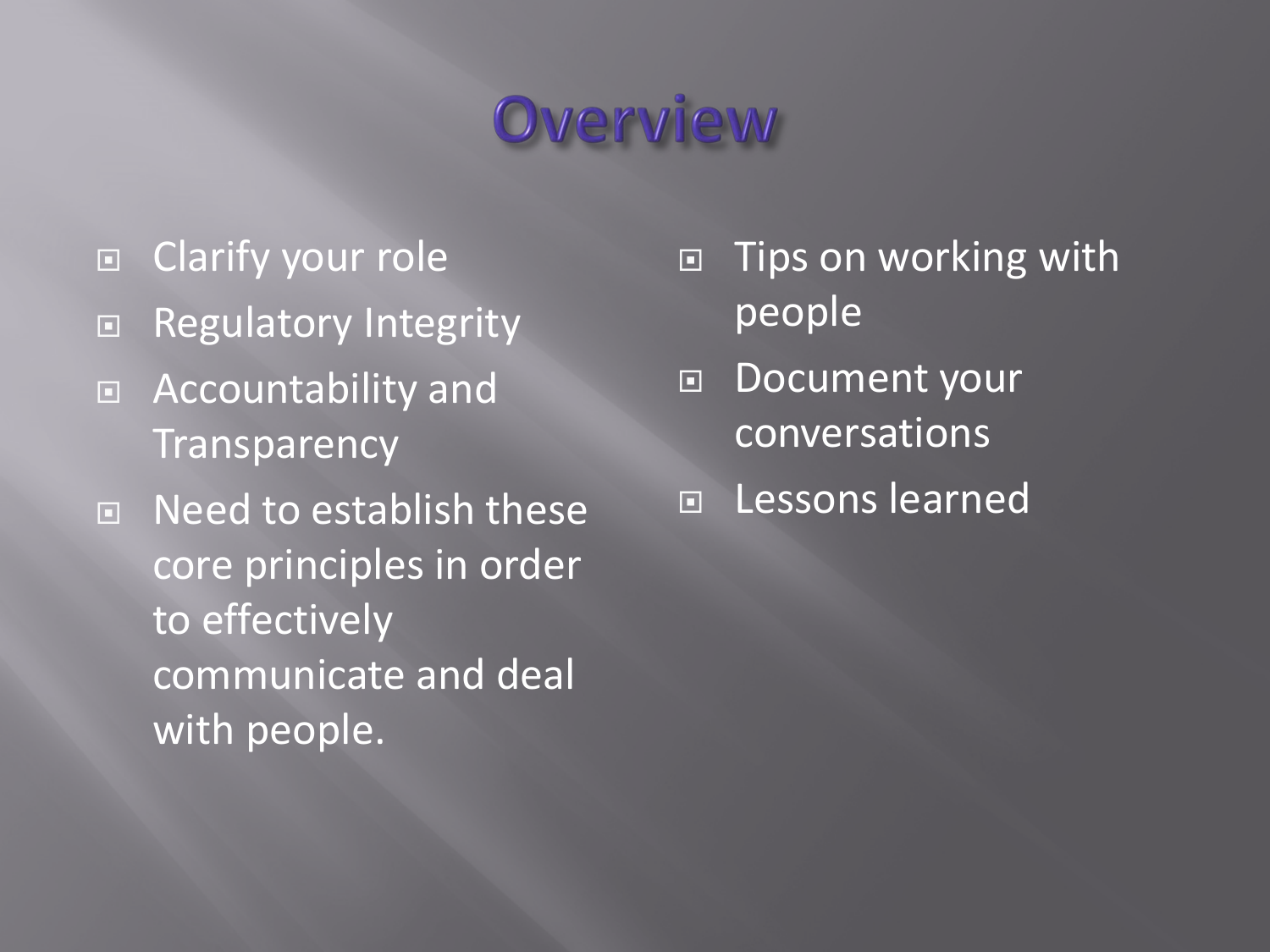# Overview

- Clarify your role
- Regulatory Integrity
- Accountability and Transparency
- Need to establish these core principles in order to effectively communicate and deal with people.
- Tips on working with people
- Document your conversations
- Lessons learned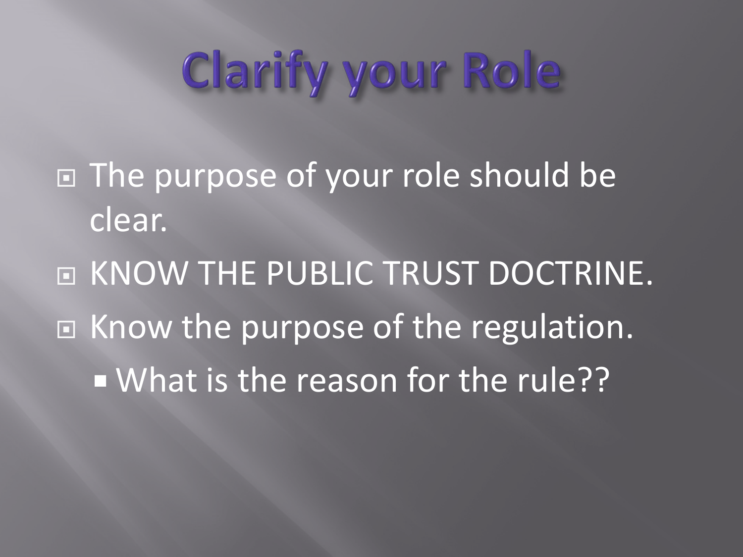# Clarify your Role

- The purpose of your role should be clear.
- KNOW THE PUBLIC TRUST DOCTRINE.
- Know the purpose of the regulation.
  - What is the reason for the rule??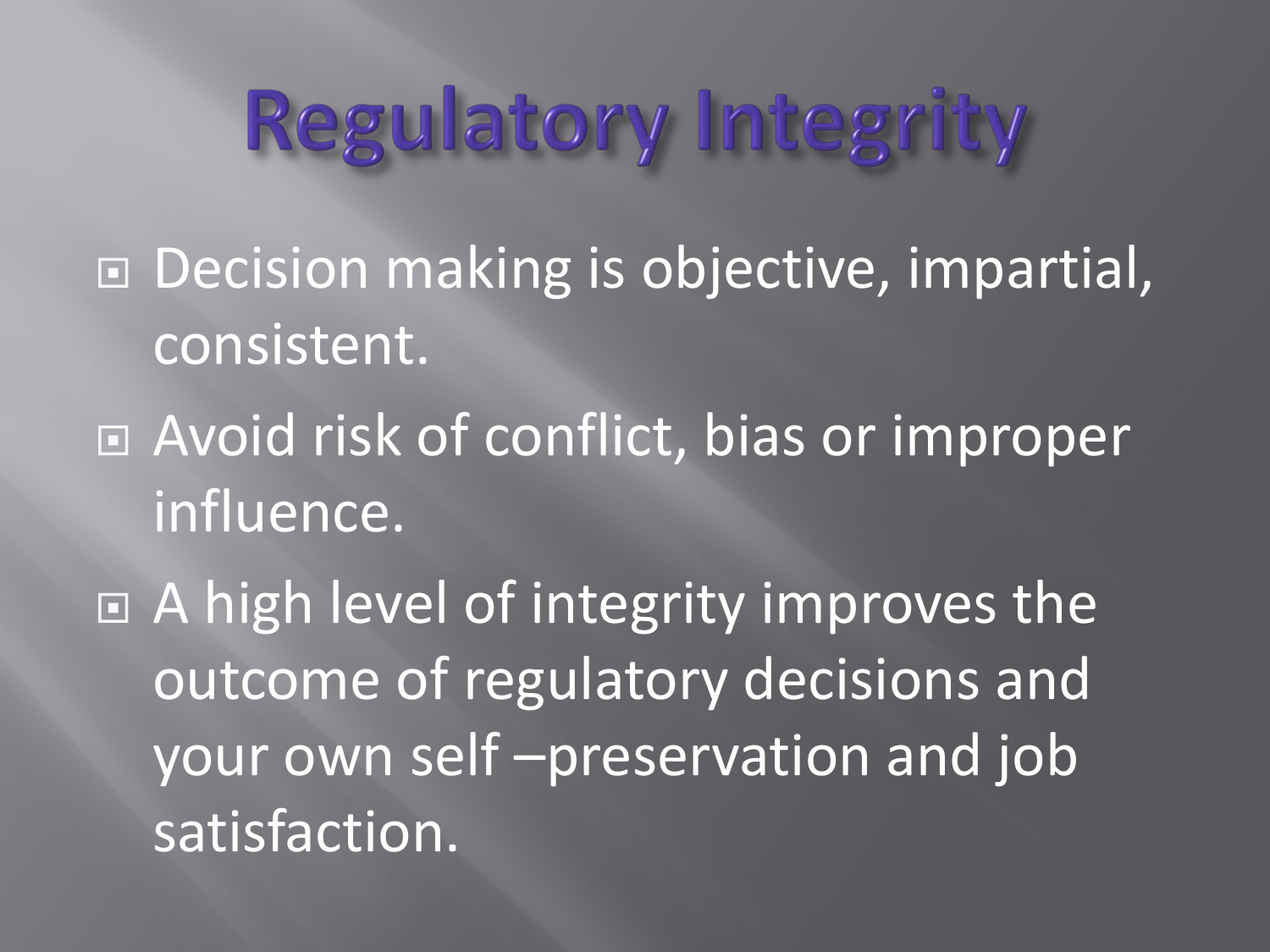# Regulatory Integrity

- Decision making is objective, impartial, consistent.
- Avoid risk of conflict, bias or improper influence.
- A high level of integrity improves the outcome of regulatory decisions and your own self –preservation and job satisfaction.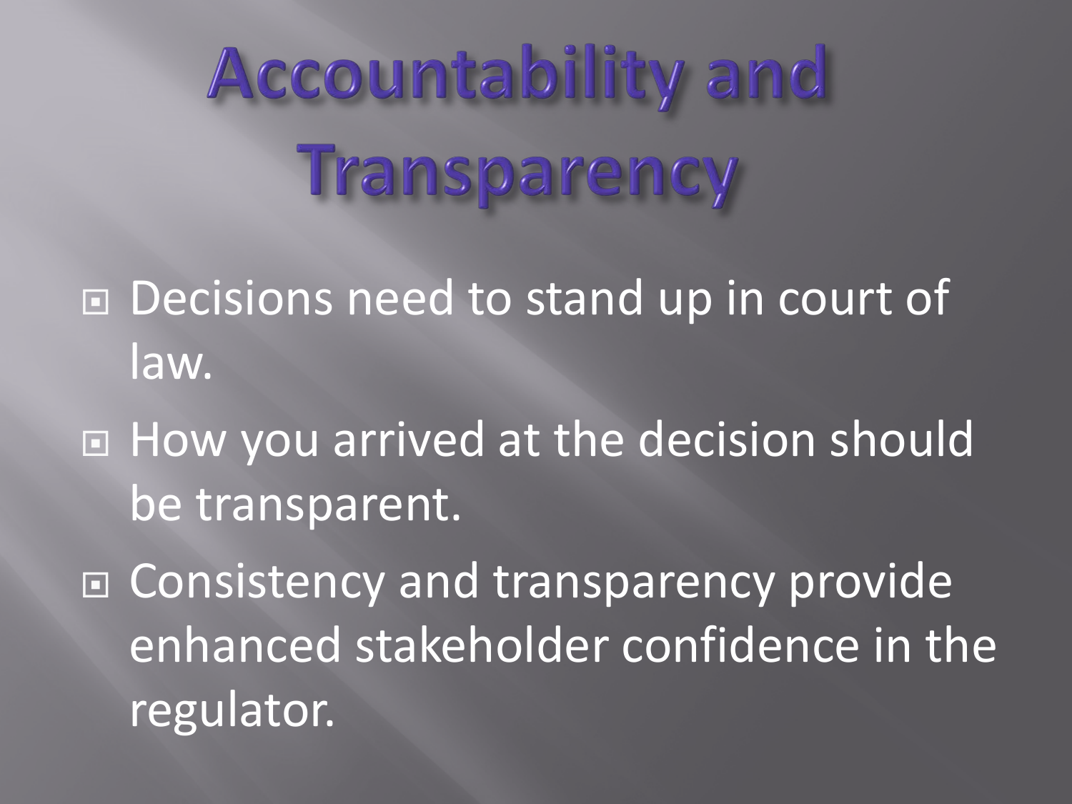# Accountability and Transparency

- Decisions need to stand up in court of law.
- How you arrived at the decision should be transparent.
- Consistency and transparency provide enhanced stakeholder confidence in the regulator.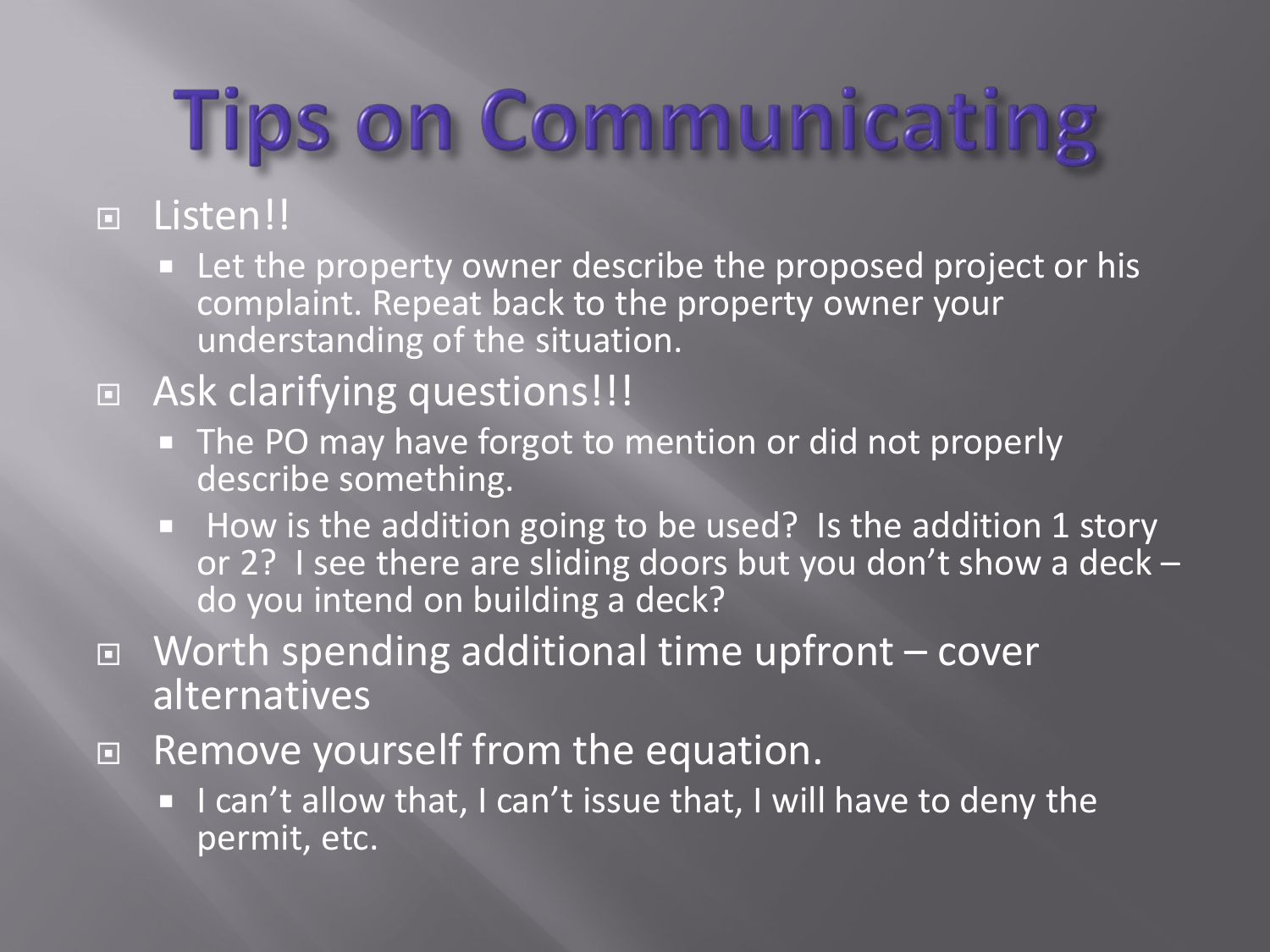# Tips on Communicating

- Listen!!
  - Let the property owner describe the proposed project or his complaint. Repeat back to the property owner your understanding of the situation.
- Ask clarifying questions!!!
  - The PO may have forgot to mention or did not properly describe something.
  - How is the addition going to be used? Is the addition 1 story or 2? I see there are sliding doors but you don't show a deck – do you intend on building a deck?
- Worth spending additional time upfront – cover alternatives
- Remove yourself from the equation.
  - I can't allow that, I can't issue that, I will have to deny the permit, etc.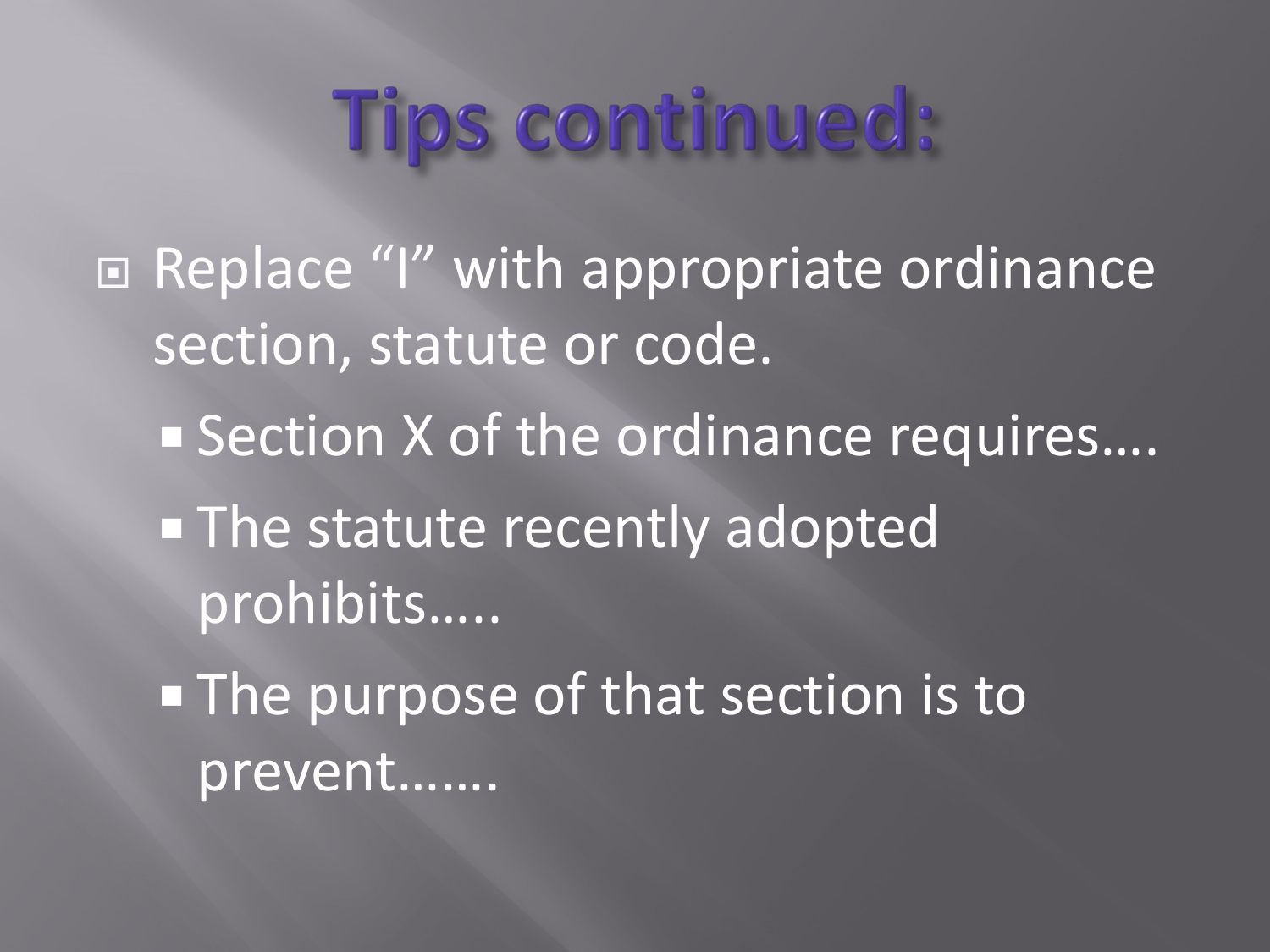# Tips continued:

- Replace "I" with appropriate ordinance section, statute or code.
  - Section X of the ordinance requires….
  - The statute recently adopted prohibits…..
  - The purpose of that section is to prevent……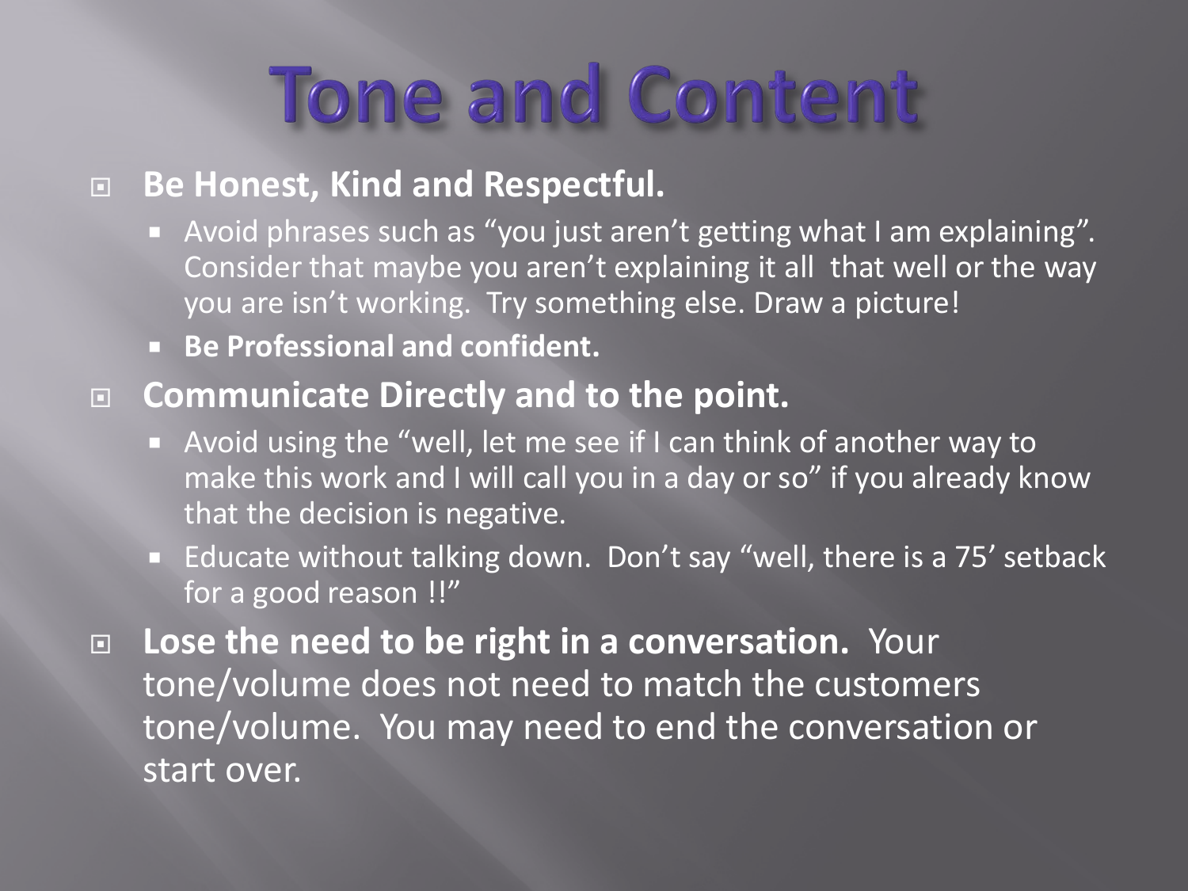# Tone and Content

- **Be Honest, Kind and Respectful.**
  - Avoid phrases such as “you just aren’t getting what I am explaining”. Consider that maybe you aren’t explaining it all that well or the way you are isn’t working. Try something else. Draw a picture!
  - **Be Professional and confident.**
- **Communicate Directly and to the point.**
  - Avoid using the “well, let me see if I can think of another way to make this work and I will call you in a day or so” if you already know that the decision is negative.
  - Educate without talking down. Don’t say “well, there is a 75’ setback for a good reason !!”
- **Lose the need to be right in a conversation.** Your tone/volume does not need to match the customers tone/volume. You may need to end the conversation or start over.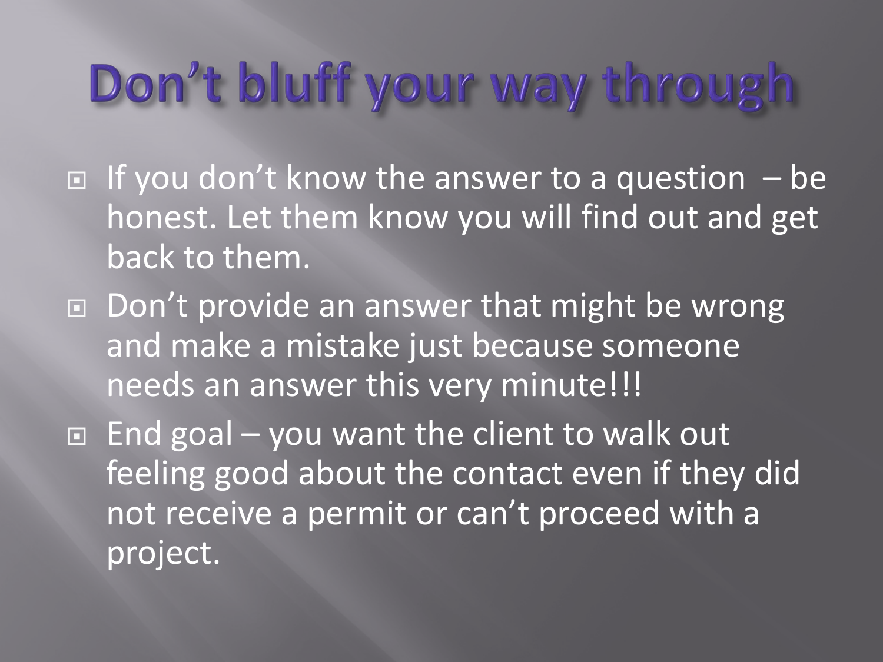# Don't bluff your way through

- If you don't know the answer to a question – be honest. Let them know you will find out and get back to them.
- Don't provide an answer that might be wrong and make a mistake just because someone needs an answer this very minute!!!
- End goal – you want the client to walk out feeling good about the contact even if they did not receive a permit or can't proceed with a project.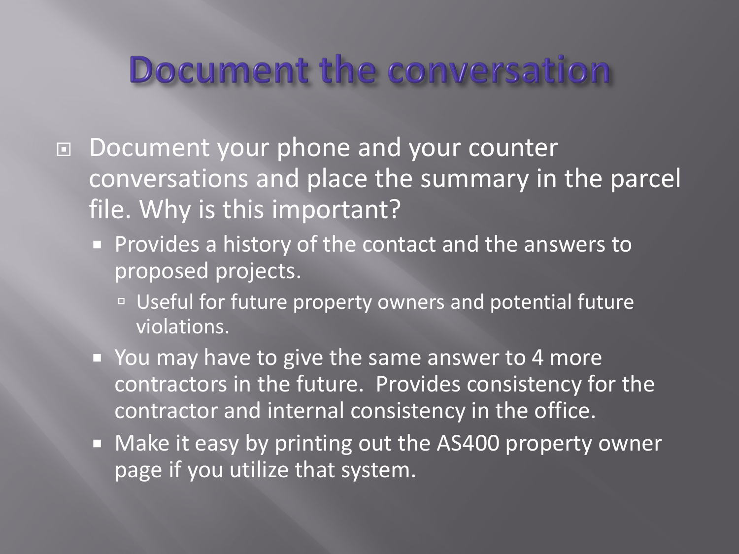# Document the conversation

- Document your phone and your counter conversations and place the summary in the parcel file. Why is this important?
  - Provides a history of the contact and the answers to proposed projects.
    - Useful for future property owners and potential future violations.
  - You may have to give the same answer to 4 more contractors in the future. Provides consistency for the contractor and internal consistency in the office.
  - Make it easy by printing out the AS400 property owner page if you utilize that system.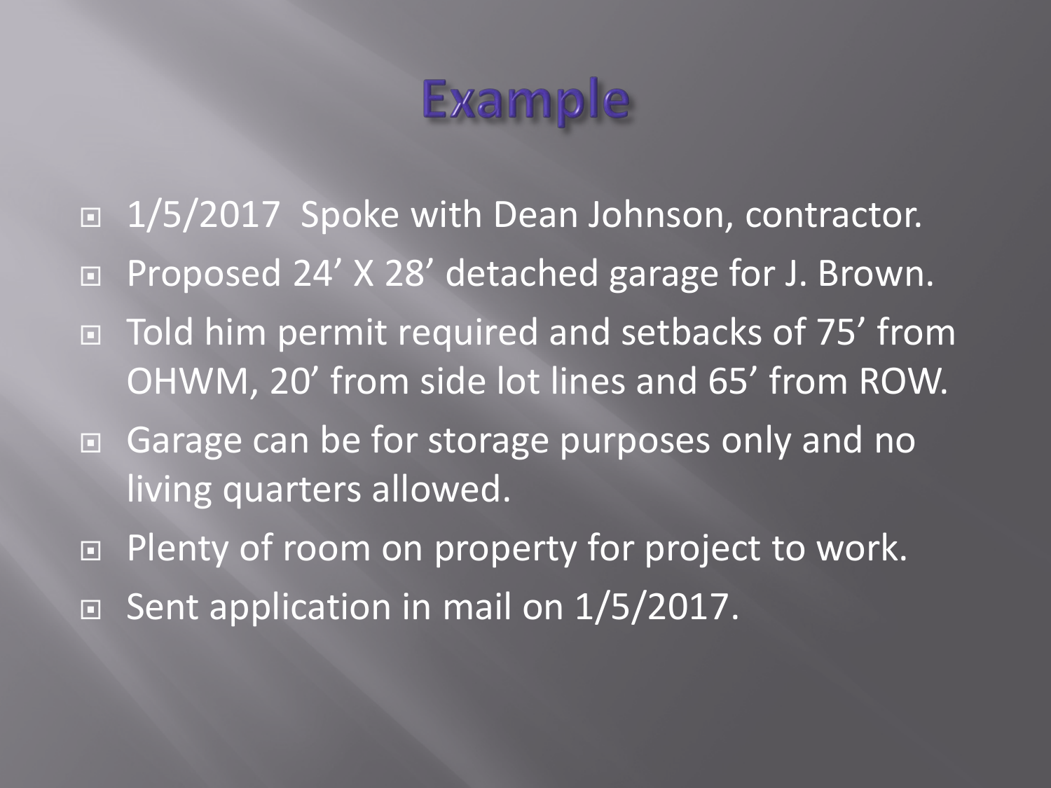# Example

- 1/5/2017 Spoke with Dean Johnson, contractor.
- Proposed 24’ X 28’ detached garage for J. Brown.
- Told him permit required and setbacks of 75’ from OHWM, 20’ from side lot lines and 65’ from ROW.
- Garage can be for storage purposes only and no living quarters allowed.
- Plenty of room on property for project to work.
- Sent application in mail on 1/5/2017.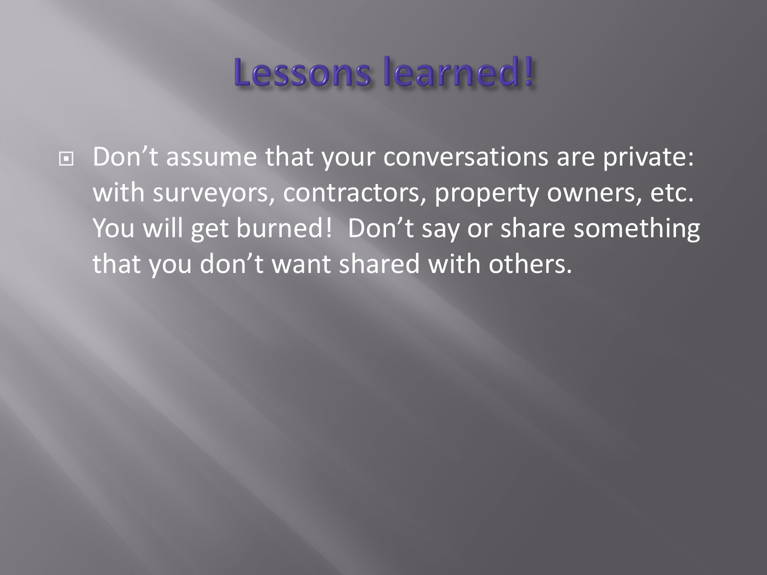# Lessons learned!

- Don't assume that your conversations are private: with surveyors, contractors, property owners, etc. You will get burned! Don't say or share something that you don't want shared with others.